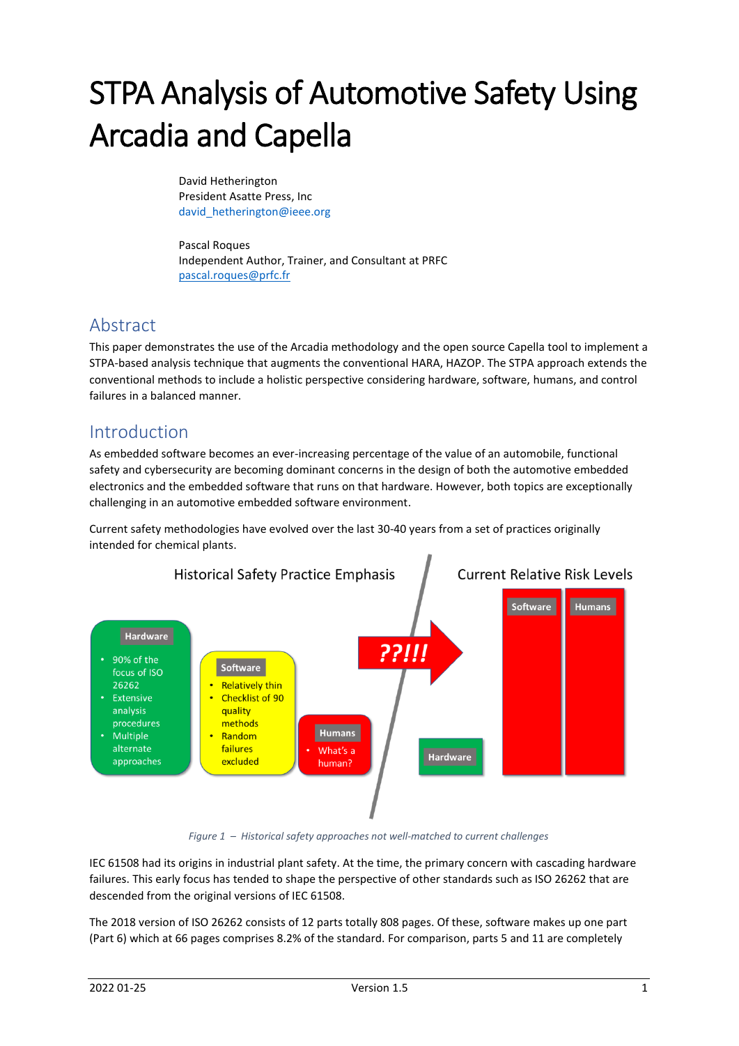# STPA Analysis of Automotive Safety Using Arcadia and Capella

David Hetherington
President Asatte Press, Inc
david_hetherington@ieee.org

Pascal Roques
Independent Author, Trainer, and Consultant at PRFC
pascal.roques@prfc.fr

## Abstract

This paper demonstrates the use of the Arcadia methodology and the open source Capella tool to implement a STPA-based analysis technique that augments the conventional HARA, HAZOP. The STPA approach extends the conventional methods to include a holistic perspective considering hardware, software, humans, and control failures in a balanced manner.

## Introduction

As embedded software becomes an ever-increasing percentage of the value of an automobile, functional safety and cybersecurity are becoming dominant concerns in the design of both the automotive embedded electronics and the embedded software that runs on that hardware. However, both topics are exceptionally challenging in an automotive embedded software environment.

Current safety methodologies have evolved over the last 30-40 years from a set of practices originally intended for chemical plants.

Historical Safety Practice Emphasis

Hardware
- 90% of the focus of ISO 26262
- Extensive analysis procedures
- Multiple alternate approaches

Software
- Relatively thin
- Checklist of 90 quality methods
- Random failures excluded

Humans
- What's a human?

??!!!

Current Relative Risk Levels

Hardware

Software

Humans

*Figure 1 – Historical safety approaches not well-matched to current challenges*

IEC 61508 had its origins in industrial plant safety. At the time, the primary concern with cascading hardware failures. This early focus has tended to shape the perspective of other standards such as ISO 26262 that are descended from the original versions of IEC 61508.

The 2018 version of ISO 26262 consists of 12 parts totally 808 pages. Of these, software makes up one part (Part 6) which at 66 pages comprises 8.2% of the standard. For comparison, parts 5 and 11 are completely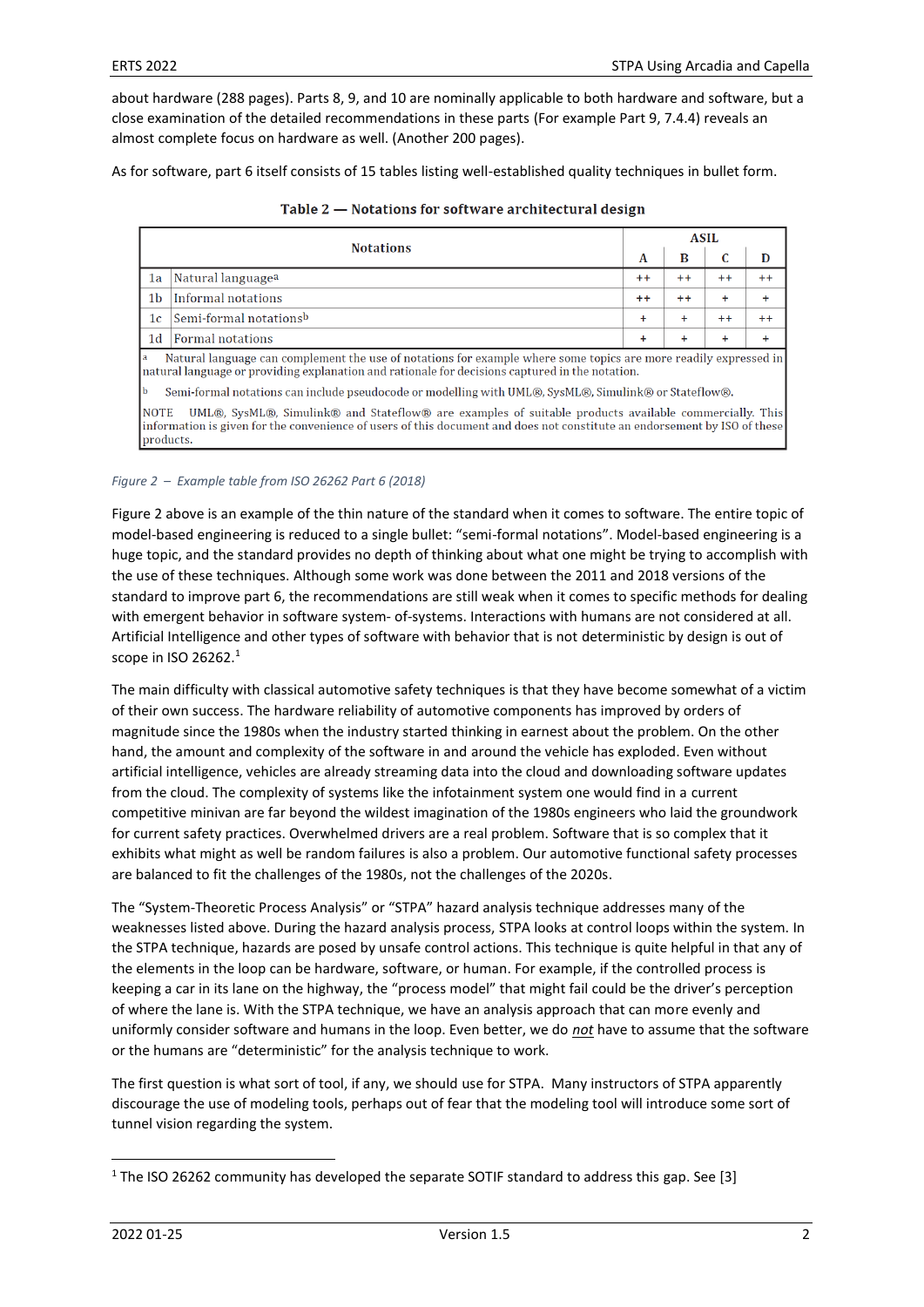about hardware (288 pages). Parts 8, 9, and 10 are nominally applicable to both hardware and software, but a close examination of the detailed recommendations in these parts (For example Part 9, 7.4.4) reveals an almost complete focus on hardware as well. (Another 200 pages).

As for software, part 6 itself consists of 15 tables listing well-established quality techniques in bullet form.

**Table 2 — Notations for software architectural design**

| | Notations | ASIL | | | |
|---|---|---|---|---|---|
| | | A | B | C | D |
| 1a | Natural language[a] | ++ | ++ | ++ | ++ |
| 1b | Informal notations | ++ | ++ | + | + |
| 1c | Semi-formal notations[b] | + | + | ++ | ++ |
| 1d | Formal notations | + | + | + | + |

[a] Natural language can complement the use of notations for example where some topics are more readily expressed in natural language or providing explanation and rationale for decisions captured in the notation.

[b] Semi-formal notations can include pseudocode or modelling with UML®, SysML®, Simulink® or Stateflow®.

NOTE UML®, SysML®, Simulink® and Stateflow® are examples of suitable products available commercially. This information is given for the convenience of users of this document and does not constitute an endorsement by ISO of these products.

*Figure 2 – Example table from ISO 26262 Part 6 (2018)*

Figure 2 above is an example of the thin nature of the standard when it comes to software. The entire topic of model-based engineering is reduced to a single bullet: "semi-formal notations". Model-based engineering is a huge topic, and the standard provides no depth of thinking about what one might be trying to accomplish with the use of these techniques. Although some work was done between the 2011 and 2018 versions of the standard to improve part 6, the recommendations are still weak when it comes to specific methods for dealing with emergent behavior in software system- of-systems. Interactions with humans are not considered at all. Artificial Intelligence and other types of software with behavior that is not deterministic by design is out of scope in ISO 26262.[1]

The main difficulty with classical automotive safety techniques is that they have become somewhat of a victim of their own success. The hardware reliability of automotive components has improved by orders of magnitude since the 1980s when the industry started thinking in earnest about the problem. On the other hand, the amount and complexity of the software in and around the vehicle has exploded. Even without artificial intelligence, vehicles are already streaming data into the cloud and downloading software updates from the cloud. The complexity of systems like the infotainment system one would find in a current competitive minivan are far beyond the wildest imagination of the 1980s engineers who laid the groundwork for current safety practices. Overwhelmed drivers are a real problem. Software that is so complex that it exhibits what might as well be random failures is also a problem. Our automotive functional safety processes are balanced to fit the challenges of the 1980s, not the challenges of the 2020s.

The "System-Theoretic Process Analysis" or "STPA" hazard analysis technique addresses many of the weaknesses listed above. During the hazard analysis process, STPA looks at control loops within the system. In the STPA technique, hazards are posed by unsafe control actions. This technique is quite helpful in that any of the elements in the loop can be hardware, software, or human. For example, if the controlled process is keeping a car in its lane on the highway, the "process model" that might fail could be the driver's perception of where the lane is. With the STPA technique, we have an analysis approach that can more evenly and uniformly consider software and humans in the loop. Even better, we do ***not*** have to assume that the software or the humans are "deterministic" for the analysis technique to work.

The first question is what sort of tool, if any, we should use for STPA. Many instructors of STPA apparently discourage the use of modeling tools, perhaps out of fear that the modeling tool will introduce some sort of tunnel vision regarding the system.

[1] The ISO 26262 community has developed the separate SOTIF standard to address this gap. See [3]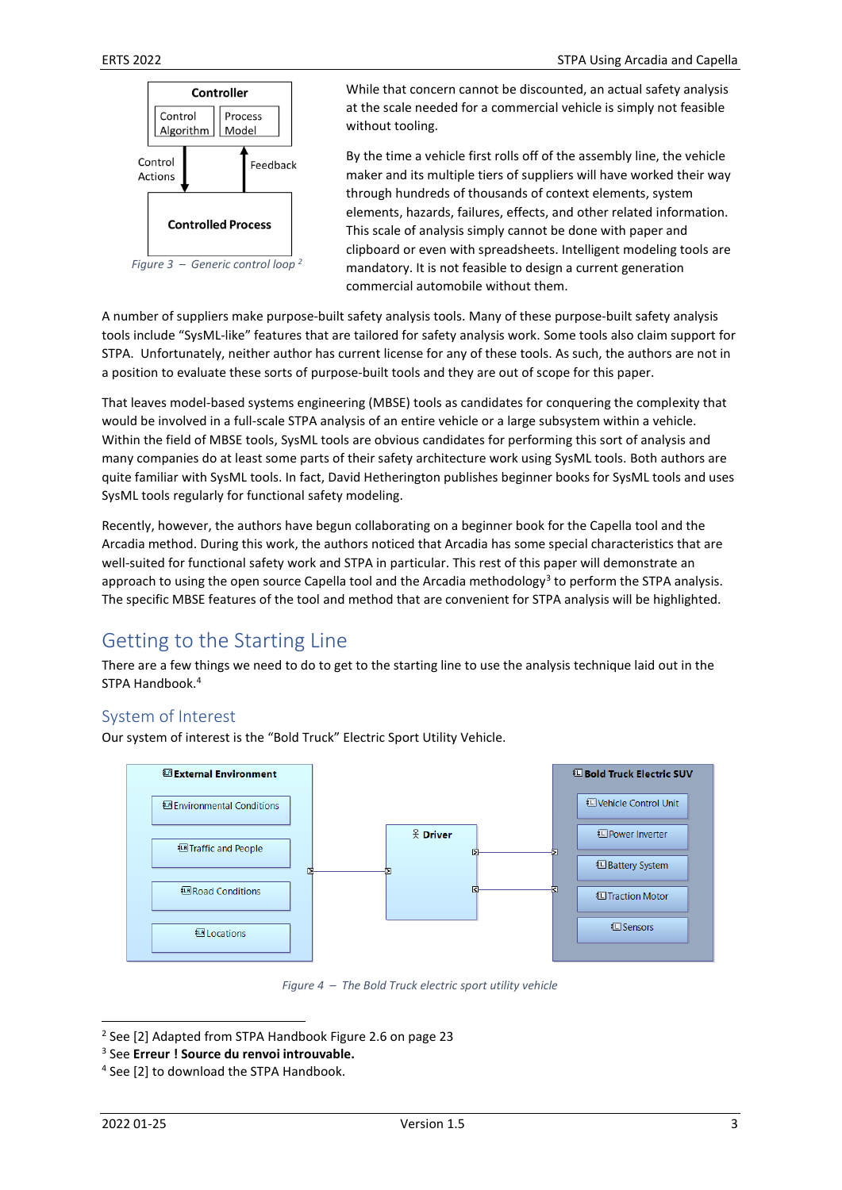Controller

Control Algorithm

Process Model

Control Actions

Feedback

Controlled Process

*Figure 3 – Generic control loop* [2]

While that concern cannot be discounted, an actual safety analysis at the scale needed for a commercial vehicle is simply not feasible without tooling.

By the time a vehicle first rolls off of the assembly line, the vehicle maker and its multiple tiers of suppliers will have worked their way through hundreds of thousands of context elements, system elements, hazards, failures, effects, and other related information. This scale of analysis simply cannot be done with paper and clipboard or even with spreadsheets. Intelligent modeling tools are mandatory. It is not feasible to design a current generation commercial automobile without them.

A number of suppliers make purpose-built safety analysis tools. Many of these purpose-built safety analysis tools include "SysML-like" features that are tailored for safety analysis work. Some tools also claim support for STPA. Unfortunately, neither author has current license for any of these tools. As such, the authors are not in a position to evaluate these sorts of purpose-built tools and they are out of scope for this paper.

That leaves model-based systems engineering (MBSE) tools as candidates for conquering the complexity that would be involved in a full-scale STPA analysis of an entire vehicle or a large subsystem within a vehicle. Within the field of MBSE tools, SysML tools are obvious candidates for performing this sort of analysis and many companies do at least some parts of their safety architecture work using SysML tools. Both authors are quite familiar with SysML tools. In fact, David Hetherington publishes beginner books for SysML tools and uses SysML tools regularly for functional safety modeling.

Recently, however, the authors have begun collaborating on a beginner book for the Capella tool and the Arcadia method. During this work, the authors noticed that Arcadia has some special characteristics that are well-suited for functional safety work and STPA in particular. This rest of this paper will demonstrate an approach to using the open source Capella tool and the Arcadia methodology[3] to perform the STPA analysis. The specific MBSE features of the tool and method that are convenient for STPA analysis will be highlighted.

## Getting to the Starting Line

There are a few things we need to do to get to the starting line to use the analysis technique laid out in the STPA Handbook.[4]

### System of Interest

Our system of interest is the "Bold Truck" Electric Sport Utility Vehicle.

External Environment

Environmental Conditions

Traffic and People

Road Conditions

Locations

Driver

Bold Truck Electric SUV

Vehicle Control Unit

Power Inverter

Battery System

Traction Motor

Sensors

*Figure 4 – The Bold Truck electric sport utility vehicle*

[2] See [2] Adapted from STPA Handbook Figure 2.6 on page 23

[3] See **Erreur ! Source du renvoi introuvable.**

[4] See [2] to download the STPA Handbook.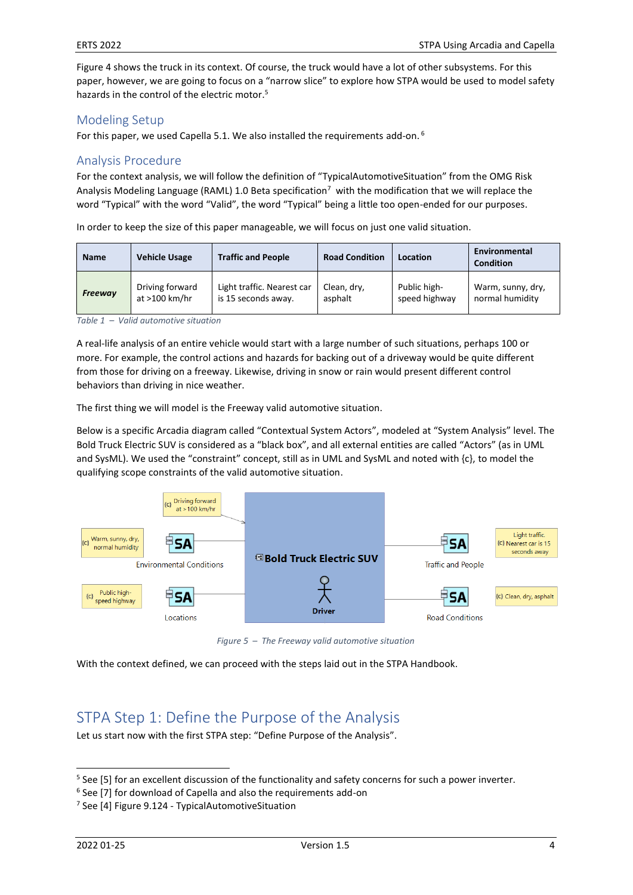Figure 4 shows the truck in its context. Of course, the truck would have a lot of other subsystems. For this paper, however, we are going to focus on a "narrow slice" to explore how STPA would be used to model safety hazards in the control of the electric motor.[5]

## Modeling Setup

For this paper, we used Capella 5.1. We also installed the requirements add-on.[6]

## Analysis Procedure

For the context analysis, we will follow the definition of "TypicalAutomotiveSituation" from the OMG Risk Analysis Modeling Language (RAML) 1.0 Beta specification[7] with the modification that we will replace the word "Typical" with the word "Valid", the word "Typical" being a little too open-ended for our purposes.

In order to keep the size of this paper manageable, we will focus on just one valid situation.

| Name | Vehicle Usage | Traffic and People | Road Condition | Location | Environmental Condition |
|---|---|---|---|---|---|
| ***Freeway*** | Driving forward at >100 km/hr | Light traffic. Nearest car is 15 seconds away. | Clean, dry, asphalt | Public high-speed highway | Warm, sunny, dry, normal humidity |

*Table 1 – Valid automotive situation*

A real-life analysis of an entire vehicle would start with a large number of such situations, perhaps 100 or more. For example, the control actions and hazards for backing out of a driveway would be quite different from those for driving on a freeway. Likewise, driving in snow or rain would present different control behaviors than driving in nice weather.

The first thing we will model is the Freeway valid automotive situation.

Below is a specific Arcadia diagram called "Contextual System Actors", modeled at "System Analysis" level. The Bold Truck Electric SUV is considered as a "black box", and all external entities are called "Actors" (as in UML and SysML). We used the "constraint" concept, still as in UML and SysML and noted with {c}, to model the qualifying scope constraints of the valid automotive situation.

(c) Driving forward at >100 km/hr
(c) Warm, sunny, dry, normal humidity
SA Environmental Conditions
(c) Public high-speed highway
SA Locations
Bold Truck Electric SUV
Driver
SA Traffic and People
(c) Light traffic. Nearest car is 15 seconds away
SA Road Conditions
(c) Clean, dry, asphalt

*Figure 5 – The Freeway valid automotive situation*

With the context defined, we can proceed with the steps laid out in the STPA Handbook.

# STPA Step 1: Define the Purpose of the Analysis

Let us start now with the first STPA step: "Define Purpose of the Analysis".

[5] See [5] for an excellent discussion of the functionality and safety concerns for such a power inverter.
[6] See [7] for download of Capella and also the requirements add-on
[7] See [4] Figure 9.124 - TypicalAutomotiveSituation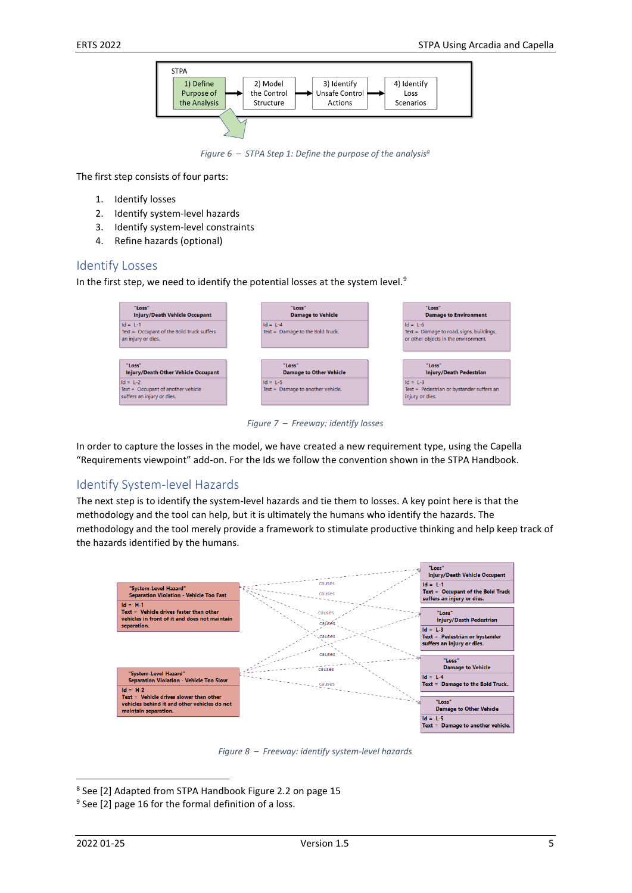STPA

1) Define Purpose of the Analysis

2) Model the Control Structure

3) Identify Unsafe Control Actions

4) Identify Loss Scenarios

*Figure 6 – STPA Step 1: Define the purpose of the analysis*[8]

The first step consists of four parts:

1. Identify losses
2. Identify system-level hazards
3. Identify system-level constraints
4. Refine hazards (optional)

## Identify Losses

In the first step, we need to identify the potential losses at the system level.[9]

"Loss"
Injury/Death Vehicle Occupant
Id = L-1
Text = Occupant of the Bold Truck suffers an injury or dies.

"Loss"
Damage to Vehicle
Id = L-4
Text = Damage to the Bold Truck.

"Loss"
Damage to Environment
Id = L-6
Text = Damage to road, signs, buildings, or other objects in the environment.

"Loss"
Injury/Death Other Vehicle Occupant
Id = L-2
Text = Occupant of another vehicle suffers an injury or dies.

"Loss"
Damage to Other Vehicle
Id = L-5
Text = Damage to another vehicle.

"Loss"
Injury/Death Pedestrian
Id = L-3
Text = Pedestrian or bystander suffers an injury or dies.

*Figure 7 – Freeway: identify losses*

In order to capture the losses in the model, we have created a new requirement type, using the Capella "Requirements viewpoint" add-on. For the Ids we follow the convention shown in the STPA Handbook.

## Identify System-level Hazards

The next step is to identify the system-level hazards and tie them to losses. A key point here is that the methodology and the tool can help, but it is ultimately the humans who identify the hazards. The methodology and the tool merely provide a framework to stimulate productive thinking and help keep track of the hazards identified by the humans.

"System-Level Hazard"
Separation Violation - Vehicle Too Fast
Id = H-1
Text = Vehicle drives faster than other vehicles in front of it and does not maintain separation.

"System-Level Hazard"
Separation Violation - Vehicle Too Slow
Id = H-2
Text = Vehicle drives slower than other vehicles behind it and other vehicles do not maintain separation.

causes

"Loss"
Injury/Death Vehicle Occupant
Id = L-1
Text = Occupant of the Bold Truck suffers an injury or dies.

"Loss"
Injury/Death Pedestrian
Id = L-3
Text = Pedestrian or bystander suffers an injury or dies.

"Loss"
Damage to Vehicle
Id = L-4
Text = Damage to the Bold Truck.

"Loss"
Damage to Other Vehicle
Id = L-5
Text = Damage to another vehicle.

*Figure 8 – Freeway: identify system-level hazards*

[8] See [2] Adapted from STPA Handbook Figure 2.2 on page 15

[9] See [2] page 16 for the formal definition of a loss.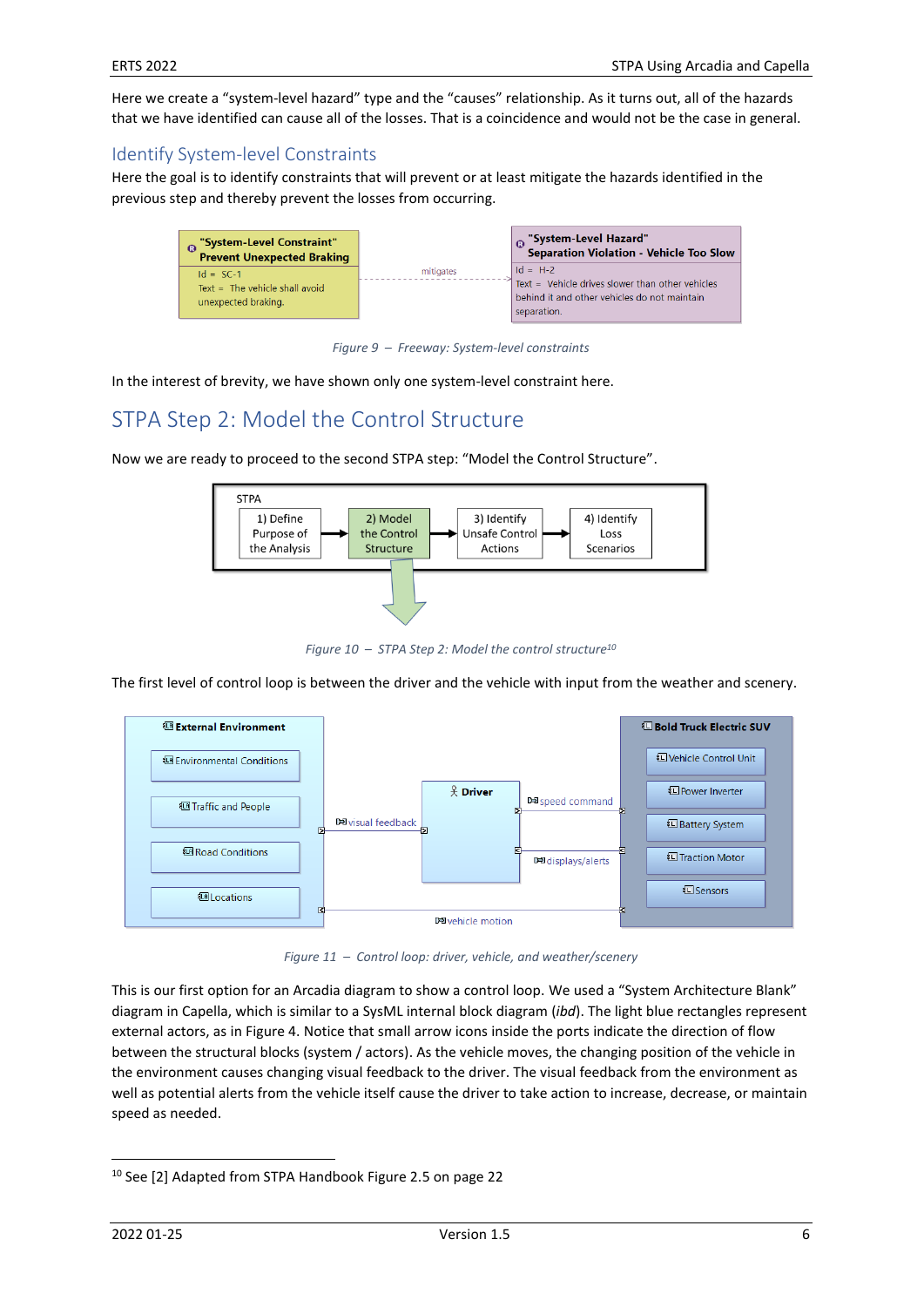Here we create a "system-level hazard" type and the "causes" relationship. As it turns out, all of the hazards that we have identified can cause all of the losses. That is a coincidence and would not be the case in general.

## Identify System-level Constraints

Here the goal is to identify constraints that will prevent or at least mitigate the hazards identified in the previous step and thereby prevent the losses from occurring.

"System-Level Constraint"
Prevent Unexpected Braking
Id = SC-1
Text = The vehicle shall avoid unexpected braking.

mitigates

"System-Level Hazard"
Separation Violation - Vehicle Too Slow
Id = H-2
Text = Vehicle drives slower than other vehicles behind it and other vehicles do not maintain separation.

*Figure 9 – Freeway: System-level constraints*

In the interest of brevity, we have shown only one system-level constraint here.

# STPA Step 2: Model the Control Structure

Now we are ready to proceed to the second STPA step: "Model the Control Structure".

STPA
1) Define Purpose of the Analysis
2) Model the Control Structure
3) Identify Unsafe Control Actions
4) Identify Loss Scenarios

*Figure 10 – STPA Step 2: Model the control structure[10]*

The first level of control loop is between the driver and the vehicle with input from the weather and scenery.

External Environment
Environmental Conditions
Traffic and People
Road Conditions
Locations
Driver
visual feedback
speed command
displays/alerts
vehicle motion
Bold Truck Electric SUV
Vehicle Control Unit
Power Inverter
Battery System
Traction Motor
Sensors

*Figure 11 – Control loop: driver, vehicle, and weather/scenery*

This is our first option for an Arcadia diagram to show a control loop. We used a "System Architecture Blank" diagram in Capella, which is similar to a SysML internal block diagram (*ibd*). The light blue rectangles represent external actors, as in Figure 4. Notice that small arrow icons inside the ports indicate the direction of flow between the structural blocks (system / actors). As the vehicle moves, the changing position of the vehicle in the environment causes changing visual feedback to the driver. The visual feedback from the environment as well as potential alerts from the vehicle itself cause the driver to take action to increase, decrease, or maintain speed as needed.

[10] See [2] Adapted from STPA Handbook Figure 2.5 on page 22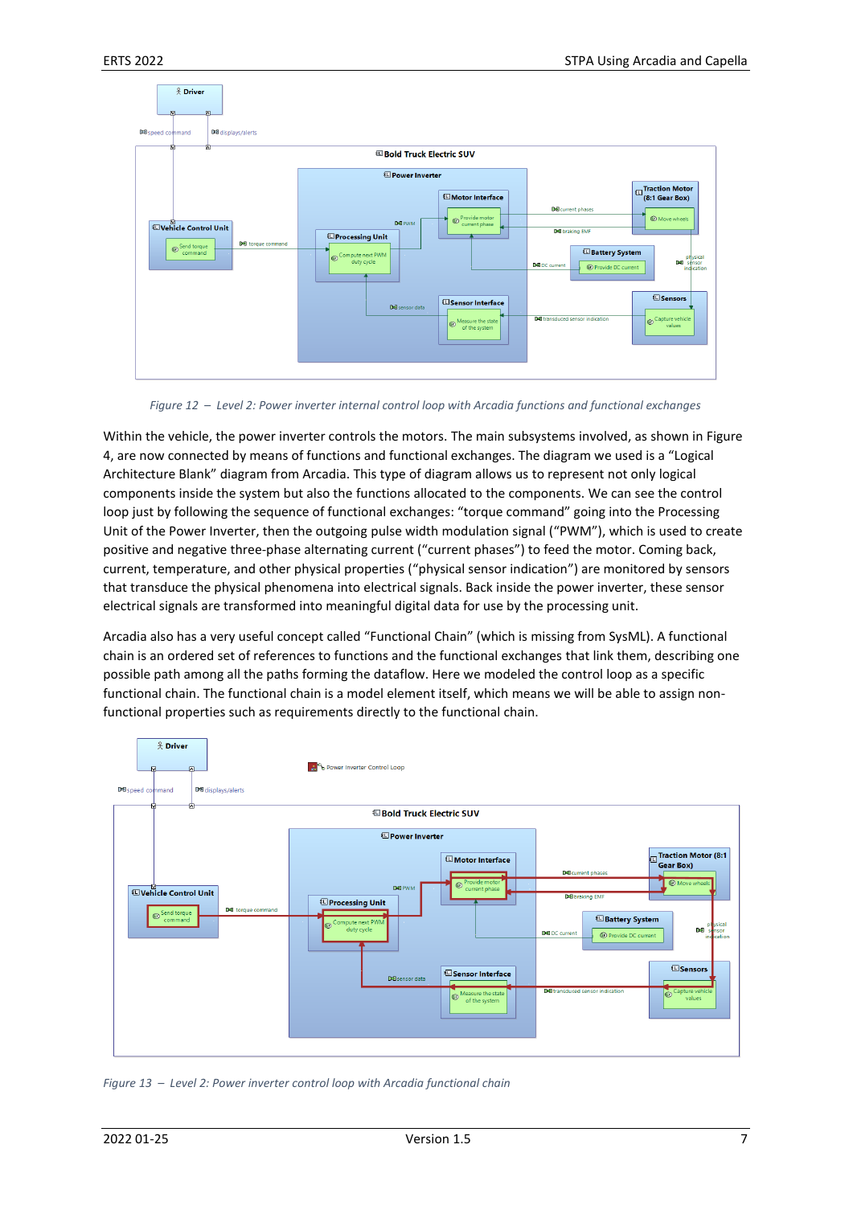Driver

speed command

displays/alerts

Bold Truck Electric SUV

Power Inverter

Motor Interface

Provide motor current phase

Traction Motor (8:1 Gear Box)

Move wheels

current phases

braking EMF

PWM

Vehicle Control Unit

Send torque command

torque command

Processing Unit

Compute next PWM duty cycle

Battery System

Provide DC current

DC current

physical sensor indication

Sensor Interface

Measure the state of the system

sensor data

transduced sensor indication

Sensors

Capture vehicle values

*Figure 12 – Level 2: Power inverter internal control loop with Arcadia functions and functional exchanges*

Within the vehicle, the power inverter controls the motors. The main subsystems involved, as shown in Figure 4, are now connected by means of functions and functional exchanges. The diagram we used is a "Logical Architecture Blank" diagram from Arcadia. This type of diagram allows us to represent not only logical components inside the system but also the functions allocated to the components. We can see the control loop just by following the sequence of functional exchanges: "torque command" going into the Processing Unit of the Power Inverter, then the outgoing pulse width modulation signal ("PWM"), which is used to create positive and negative three-phase alternating current ("current phases") to feed the motor. Coming back, current, temperature, and other physical properties ("physical sensor indication") are monitored by sensors that transduce the physical phenomena into electrical signals. Back inside the power inverter, these sensor electrical signals are transformed into meaningful digital data for use by the processing unit.

Arcadia also has a very useful concept called "Functional Chain" (which is missing from SysML). A functional chain is an ordered set of references to functions and the functional exchanges that link them, describing one possible path among all the paths forming the dataflow. Here we modeled the control loop as a specific functional chain. The functional chain is a model element itself, which means we will be able to assign non-functional properties such as requirements directly to the functional chain.

Driver

Power Inverter Control Loop

speed command

displays/alerts

Bold Truck Electric SUV

Power Inverter

Motor Interface

Provide motor current phase

Traction Motor (8:1 Gear Box)

Move wheels

current phases

braking EMF

PWM

Vehicle Control Unit

Send torque command

torque command

Processing Unit

Compute next PWM duty cycle

Battery System

Provide DC current

DC current

physical sensor indication

Sensor Interface

Measure the state of the system

sensor data

transduced sensor indication

Sensors

Capture vehicle values

*Figure 13 – Level 2: Power inverter control loop with Arcadia functional chain*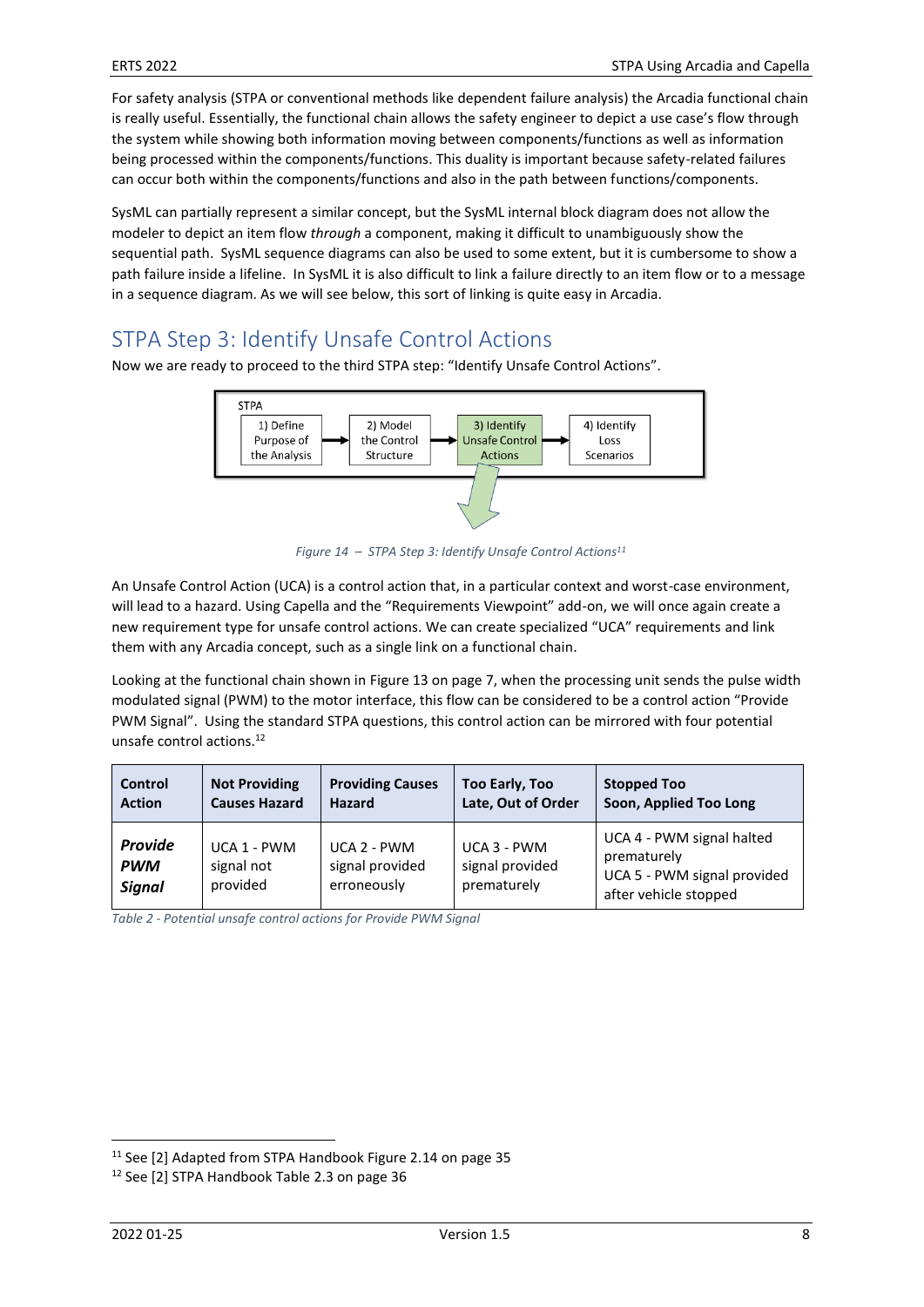For safety analysis (STPA or conventional methods like dependent failure analysis) the Arcadia functional chain is really useful. Essentially, the functional chain allows the safety engineer to depict a use case's flow through the system while showing both information moving between components/functions as well as information being processed within the components/functions. This duality is important because safety-related failures can occur both within the components/functions and also in the path between functions/components.

SysML can partially represent a similar concept, but the SysML internal block diagram does not allow the modeler to depict an item flow *through* a component, making it difficult to unambiguously show the sequential path. SysML sequence diagrams can also be used to some extent, but it is cumbersome to show a path failure inside a lifeline. In SysML it is also difficult to link a failure directly to an item flow or to a message in a sequence diagram. As we will see below, this sort of linking is quite easy in Arcadia.

## STPA Step 3: Identify Unsafe Control Actions

Now we are ready to proceed to the third STPA step: "Identify Unsafe Control Actions".

STPA

1) Define Purpose of the Analysis

2) Model the Control Structure

3) Identify Unsafe Control Actions

4) Identify Loss Scenarios

*Figure 14 – STPA Step 3: Identify Unsafe Control Actions*[11]

An Unsafe Control Action (UCA) is a control action that, in a particular context and worst-case environment, will lead to a hazard. Using Capella and the "Requirements Viewpoint" add-on, we will once again create a new requirement type for unsafe control actions. We can create specialized "UCA" requirements and link them with any Arcadia concept, such as a single link on a functional chain.

Looking at the functional chain shown in Figure 13 on page 7, when the processing unit sends the pulse width modulated signal (PWM) to the motor interface, this flow can be considered to be a control action "Provide PWM Signal". Using the standard STPA questions, this control action can be mirrored with four potential unsafe control actions.[12]

| Control Action | Not Providing Causes Hazard | Providing Causes Hazard | Too Early, Too Late, Out of Order | Stopped Too Soon, Applied Too Long |
|---|---|---|---|---|
| ***Provide PWM Signal*** | UCA 1 - PWM signal not provided | UCA 2 - PWM signal provided erroneously | UCA 3 - PWM signal provided prematurely | UCA 4 - PWM signal halted prematurely<br>UCA 5 - PWM signal provided after vehicle stopped |

*Table 2 - Potential unsafe control actions for Provide PWM Signal*

[11] See [2] Adapted from STPA Handbook Figure 2.14 on page 35

[12] See [2] STPA Handbook Table 2.3 on page 36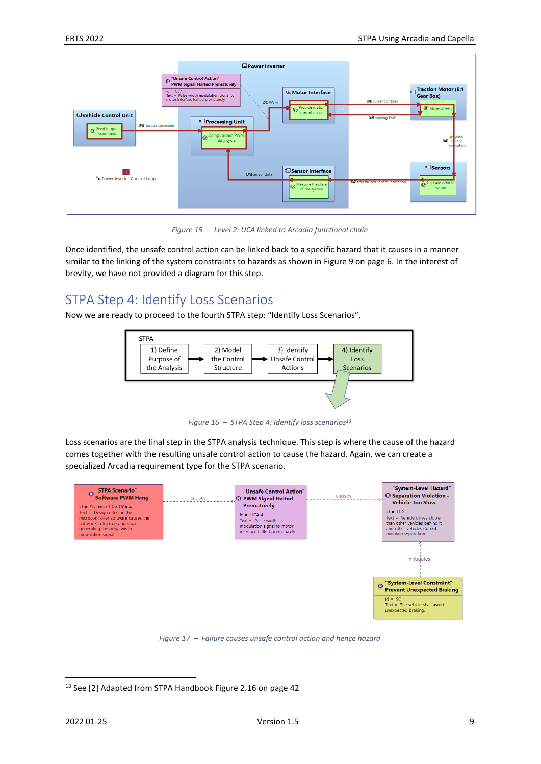Figure 15 – Level 2: UCA linked to Arcadia functional chain

Once identified, the unsafe control action can be linked back to a specific hazard that it causes in a manner similar to the linking of the system constraints to hazards as shown in Figure 9 on page 6. In the interest of brevity, we have not provided a diagram for this step.

## STPA Step 4: Identify Loss Scenarios

Now we are ready to proceed to the fourth STPA step: "Identify Loss Scenarios".

Figure 16 – STPA Step 4: Identify loss scenarios[13]

Loss scenarios are the final step in the STPA analysis technique. This step is where the cause of the hazard comes together with the resulting unsafe control action to cause the hazard. Again, we can create a specialized Arcadia requirement type for the STPA scenario.

Figure 17 – Failure causes unsafe control action and hence hazard

[13] See [2] Adapted from STPA Handbook Figure 2.16 on page 42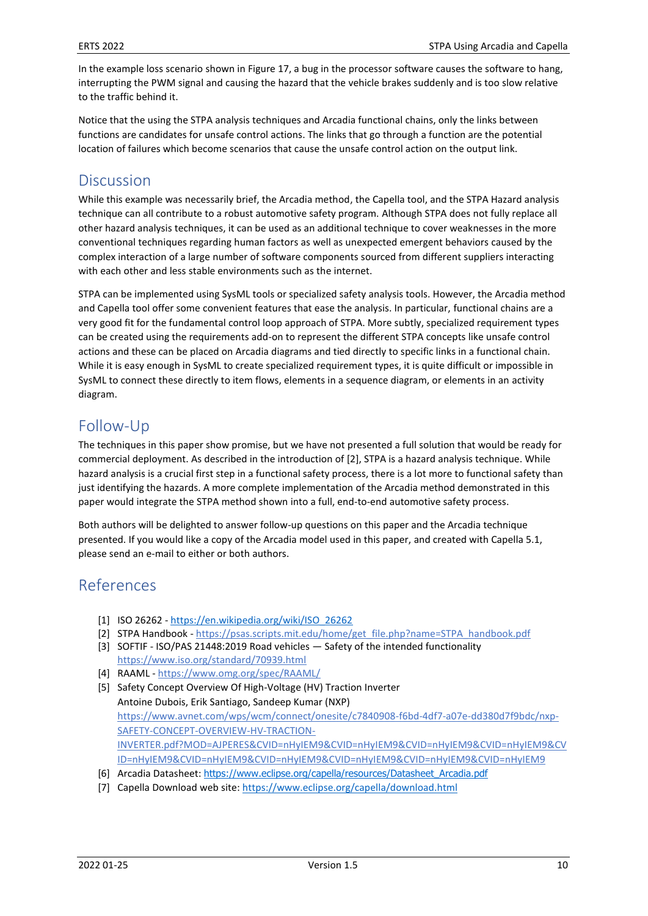In the example loss scenario shown in Figure 17, a bug in the processor software causes the software to hang, interrupting the PWM signal and causing the hazard that the vehicle brakes suddenly and is too slow relative to the traffic behind it.

Notice that the using the STPA analysis techniques and Arcadia functional chains, only the links between functions are candidates for unsafe control actions. The links that go through a function are the potential location of failures which become scenarios that cause the unsafe control action on the output link.

## Discussion

While this example was necessarily brief, the Arcadia method, the Capella tool, and the STPA Hazard analysis technique can all contribute to a robust automotive safety program. Although STPA does not fully replace all other hazard analysis techniques, it can be used as an additional technique to cover weaknesses in the more conventional techniques regarding human factors as well as unexpected emergent behaviors caused by the complex interaction of a large number of software components sourced from different suppliers interacting with each other and less stable environments such as the internet.

STPA can be implemented using SysML tools or specialized safety analysis tools. However, the Arcadia method and Capella tool offer some convenient features that ease the analysis. In particular, functional chains are a very good fit for the fundamental control loop approach of STPA. More subtly, specialized requirement types can be created using the requirements add-on to represent the different STPA concepts like unsafe control actions and these can be placed on Arcadia diagrams and tied directly to specific links in a functional chain. While it is easy enough in SysML to create specialized requirement types, it is quite difficult or impossible in SysML to connect these directly to item flows, elements in a sequence diagram, or elements in an activity diagram.

## Follow-Up

The techniques in this paper show promise, but we have not presented a full solution that would be ready for commercial deployment. As described in the introduction of [2], STPA is a hazard analysis technique. While hazard analysis is a crucial first step in a functional safety process, there is a lot more to functional safety than just identifying the hazards. A more complete implementation of the Arcadia method demonstrated in this paper would integrate the STPA method shown into a full, end-to-end automotive safety process.

Both authors will be delighted to answer follow-up questions on this paper and the Arcadia technique presented. If you would like a copy of the Arcadia model used in this paper, and created with Capella 5.1, please send an e-mail to either or both authors.

## References

[1] ISO 26262 - https://en.wikipedia.org/wiki/ISO_26262
[2] STPA Handbook - https://psas.scripts.mit.edu/home/get_file.php?name=STPA_handbook.pdf
[3] SOFTIF - ISO/PAS 21448:2019 Road vehicles — Safety of the intended functionality https://www.iso.org/standard/70939.html
[4] RAAML - https://www.omg.org/spec/RAAML/
[5] Safety Concept Overview Of High-Voltage (HV) Traction Inverter Antoine Dubois, Erik Santiago, Sandeep Kumar (NXP) https://www.avnet.com/wps/wcm/connect/onesite/c7840908-f6bd-4df7-a07e-dd380d7f9bdc/nxp-SAFETY-CONCEPT-OVERVIEW-HV-TRACTION-INVERTER.pdf?MOD=AJPERES&CVID=nHyIEM9&CVID=nHyIEM9&CVID=nHyIEM9&CVID=nHyIEM9&CVID=nHyIEM9&CVID=nHyIEM9&CVID=nHyIEM9&CVID=nHyIEM9&CVID=nHyIEM9&CVID=nHyIEM9
[6] Arcadia Datasheet: https://www.eclipse.org/capella/resources/Datasheet_Arcadia.pdf
[7] Capella Download web site: https://www.eclipse.org/capella/download.html